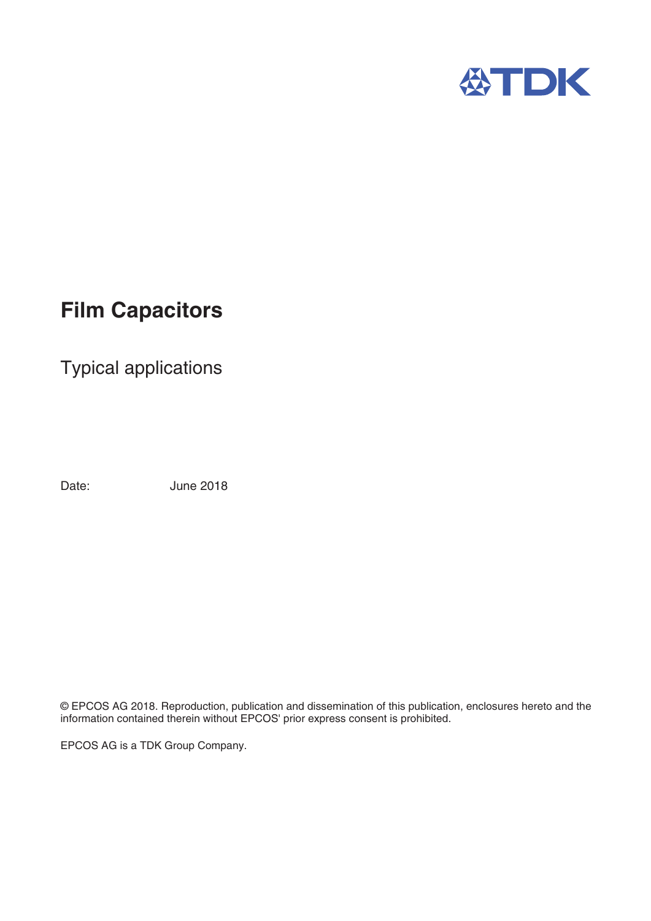# Film Capacitors

## Typical applications

Date: June 2018

© EPCOS AG 2018. Reproduction, publication and dissemination of this publication, enclosures hereto and the information contained therein without EPCOS' prior express consent is prohibited.

EPCOS AG is a TDK Group Company.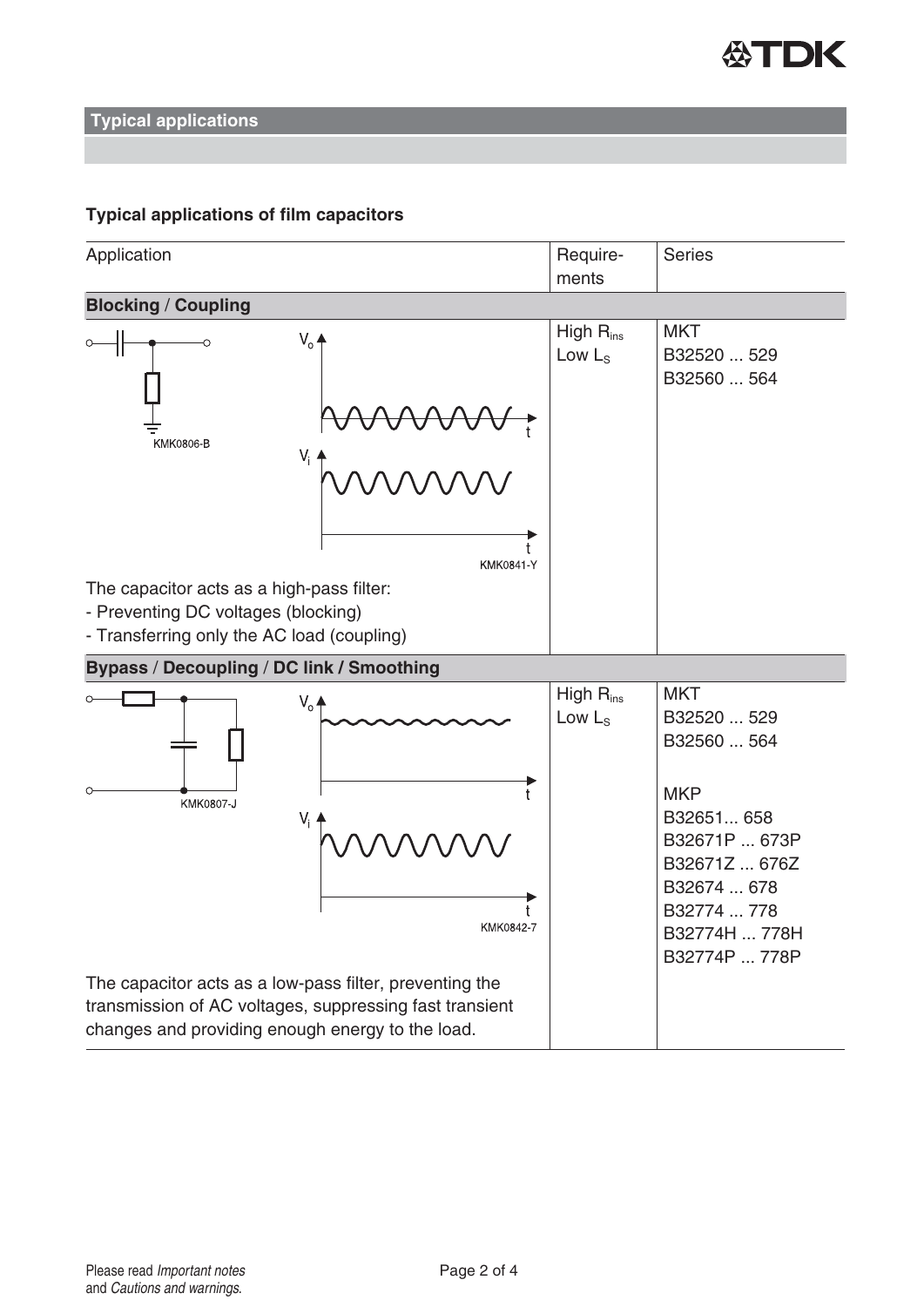## Typical applications

### Typical applications of film capacitors

| Application | Requirements | Series |
|---|---|---|
| **Blocking / Coupling** | | |
| KMK0806-B<br>KMK0841-Y<br>The capacitor acts as a high-pass filter:<br>- Preventing DC voltages (blocking)<br>- Transferring only the AC load (coupling) | High $R_{ins}$<br>Low $L_S$ | MKT<br>B32520 ... 529<br>B32560 ... 564 |
| **Bypass / Decoupling / DC link / Smoothing** | | |
| KMK0807-J<br>KMK0842-7<br>The capacitor acts as a low-pass filter, preventing the transmission of AC voltages, suppressing fast transient changes and providing enough energy to the load. | High $R_{ins}$<br>Low $L_S$ | MKT<br>B32520 ... 529<br>B32560 ... 564<br><br>MKP<br>B32651... 658<br>B32671P ... 673P<br>B32671Z ... 676Z<br>B32674 ... 678<br>B32774 ... 778<br>B32774H ... 778H<br>B32774P ... 778P |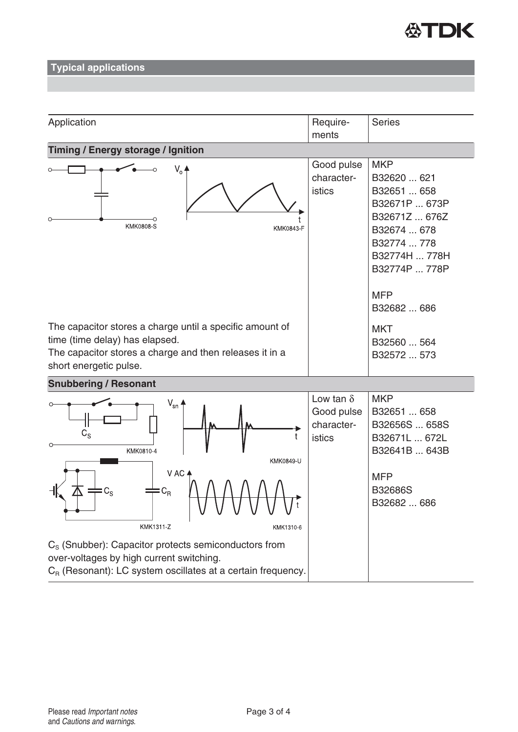## Typical applications

| Application | Requirements | Series |
|---|---|---|
| **Timing / Energy storage / Ignition** | | |
| KMK0808-S  KMK0843-F<br>The capacitor stores a charge until a specific amount of time (time delay) has elapsed.<br>The capacitor stores a charge and then releases it in a short energetic pulse. | Good pulse characteristics | MKP<br>B32620 ... 621<br>B32651 ... 658<br>B32671P ... 673P<br>B32671Z ... 676Z<br>B32674 ... 678<br>B32774 ... 778<br>B32774H ... 778H<br>B32774P ... 778P<br><br>MFP<br>B32682 ... 686<br><br>MKT<br>B32560 ... 564<br>B32572 ... 573 |
| **Snubbering / Resonant** | | |
| KMK0810-4  KMK0849-U<br>KMK1311-Z  KMK1310-6<br>$C_S$ (Snubber): Capacitor protects semiconductors from over-voltages by high current switching.<br>$C_R$ (Resonant): LC system oscillates at a certain frequency. | Low tan $\delta$<br>Good pulse characteristics | MKP<br>B32651 ... 658<br>B32656S ... 658S<br>B32671L ... 672L<br>B32641B ... 643B<br><br>MFP<br>B32686S<br>B32682 ... 686 |

Please read *Important notes* and *Cautions and warnings*.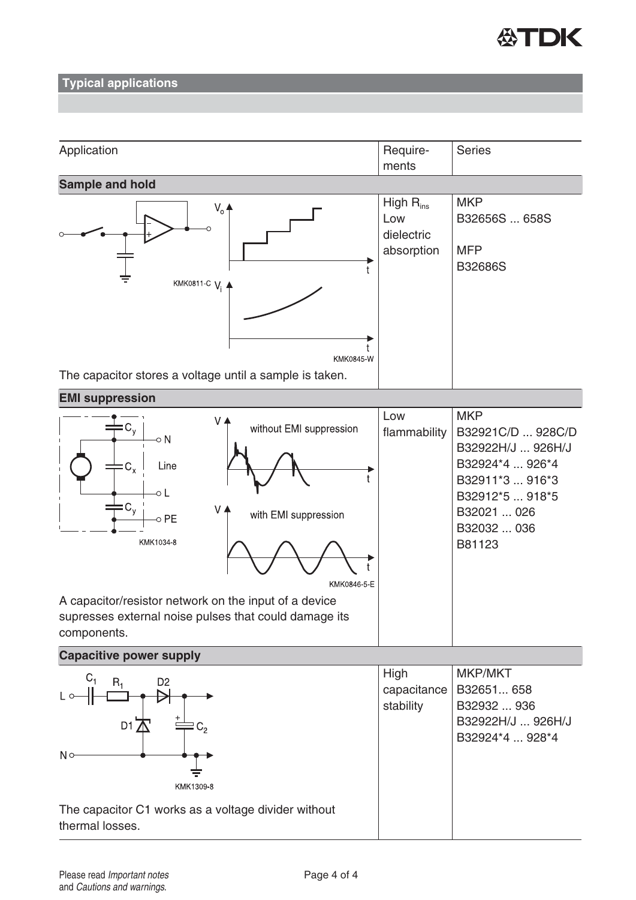## Typical applications

| Application | Require-ments | Series |
|---|---|---|
| **Sample and hold** | | |
| KMK0811-C<br>$V_o$<br>t<br>$V_i$<br>t<br>KMK0845-W<br>The capacitor stores a voltage until a sample is taken. | High $R_{ins}$<br>Low dielectric absorption | MKP<br>B32656S ... 658S<br><br>MFP<br>B32686S |
| **EMI suppression** | | |
| $C_y$ N $C_x$ Line L $C_y$ PE<br>KMK1034-8<br>V without EMI suppression t<br>V with EMI suppression t<br>KMK0846-5-E<br>A capacitor/resistor network on the input of a device supresses external noise pulses that could damage its components. | Low flammability | MKP<br>B32921C/D ... 928C/D<br>B32922H/J ... 926H/J<br>B32924*4 ... 926*4<br>B32911*3 ... 916*3<br>B32912*5 ... 918*5<br>B32021 ... 026<br>B32032 ... 036<br>B81123 |
| **Capacitive power supply** | | |
| L $C_1$ $R_1$ D2 D1 $C_2$ N<br>KMK1309-8<br>The capacitor C1 works as a voltage divider without thermal losses. | High capacitance stability | MKP/MKT<br>B32651... 658<br>B32932 ... 936<br>B32922H/J ... 926H/J<br>B32924*4 ... 928*4 |

Please read *Important notes* and *Cautions and warnings*.